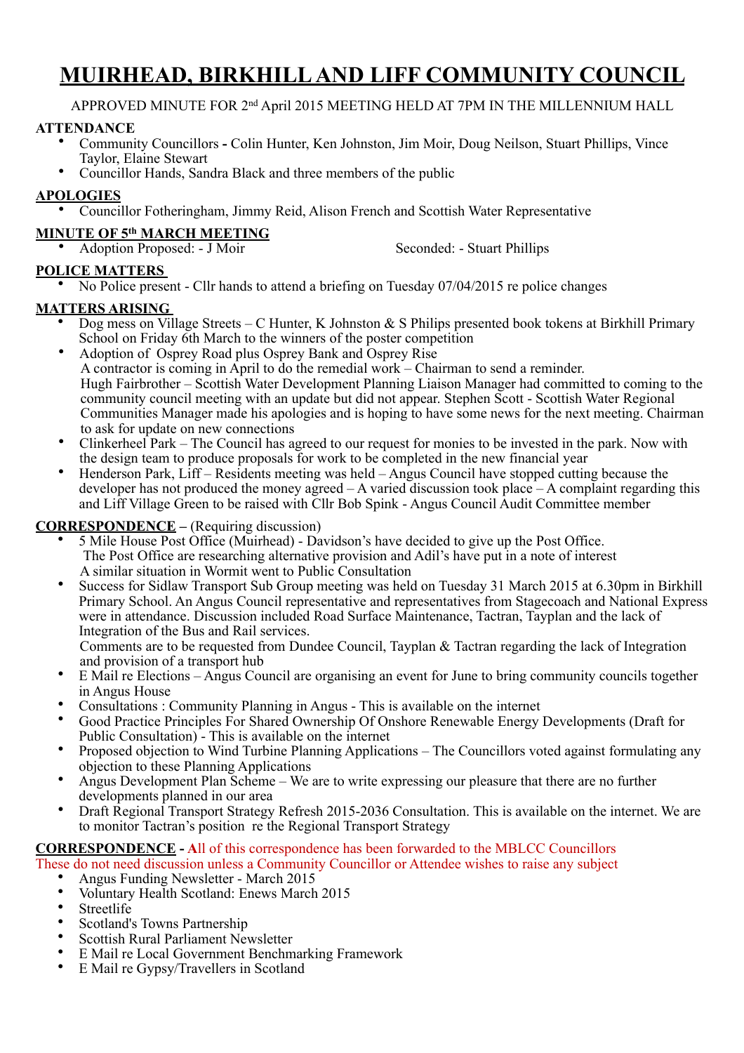# MUIRHEAD, BIRKHILL AND LIFF COMMUNITY COUNCIL

APPROVED MINUTE FOR 2nd April 2015 MEETING HELD AT 7PM IN THE MILLENNIUM HALL

**ATTENDANCE**

- Community Councillors **-** Colin Hunter, Ken Johnston, Jim Moir, Doug Neilson, Stuart Phillips, Vince Taylor, Elaine Stewart
- Councillor Hands, Sandra Black and three members of the public

**APOLOGIES**

- Councillor Fotheringham, Jimmy Reid, Alison French and Scottish Water Representative

**MINUTE OF 5th MARCH MEETING**

- Adoption Proposed: - J Moir Seconded: - Stuart Phillips

**POLICE MATTERS**

- No Police present - Cllr hands to attend a briefing on Tuesday 07/04/2015 re police changes

**MATTERS ARISING**

- Dog mess on Village Streets – C Hunter, K Johnston & S Philips presented book tokens at Birkhill Primary School on Friday 6th March to the winners of the poster competition
- Adoption of Osprey Road plus Osprey Bank and Osprey Rise
  A contractor is coming in April to do the remedial work – Chairman to send a reminder.
  Hugh Fairbrother – Scottish Water Development Planning Liaison Manager had committed to coming to the community council meeting with an update but did not appear. Stephen Scott - Scottish Water Regional Communities Manager made his apologies and is hoping to have some news for the next meeting. Chairman to ask for update on new connections
- Clinkerheel Park – The Council has agreed to our request for monies to be invested in the park. Now with the design team to produce proposals for work to be completed in the new financial year
- Henderson Park, Liff – Residents meeting was held – Angus Council have stopped cutting because the developer has not produced the money agreed – A varied discussion took place – A complaint regarding this and Liff Village Green to be raised with Cllr Bob Spink - Angus Council Audit Committee member

**CORRESPONDENCE –** (Requiring discussion)

- 5 Mile House Post Office (Muirhead) - Davidson's have decided to give up the Post Office.
  The Post Office are researching alternative provision and Adil's have put in a note of interest
  A similar situation in Wormit went to Public Consultation
- Success for Sidlaw Transport Sub Group meeting was held on Tuesday 31 March 2015 at 6.30pm in Birkhill Primary School. An Angus Council representative and representatives from Stagecoach and National Express were in attendance. Discussion included Road Surface Maintenance, Tactran, Tayplan and the lack of Integration of the Bus and Rail services.
  Comments are to be requested from Dundee Council, Tayplan & Tactran regarding the lack of Integration and provision of a transport hub
- E Mail re Elections – Angus Council are organising an event for June to bring community councils together in Angus House
- Consultations : Community Planning in Angus - This is available on the internet
- Good Practice Principles For Shared Ownership Of Onshore Renewable Energy Developments (Draft for Public Consultation) - This is available on the internet
- Proposed objection to Wind Turbine Planning Applications – The Councillors voted against formulating any objection to these Planning Applications
- Angus Development Plan Scheme – We are to write expressing our pleasure that there are no further developments planned in our area
- Draft Regional Transport Strategy Refresh 2015-2036 Consultation. This is available on the internet. We are to monitor Tactran's position re the Regional Transport Strategy

**CORRESPONDENCE - A**ll of this correspondence has been forwarded to the MBLCC Councillors
These do not need discussion unless a Community Councillor or Attendee wishes to raise any subject

- Angus Funding Newsletter - March 2015
- Voluntary Health Scotland: Enews March 2015
- Streetlife
- Scotland's Towns Partnership
- Scottish Rural Parliament Newsletter
- E Mail re Local Government Benchmarking Framework
- E Mail re Gypsy/Travellers in Scotland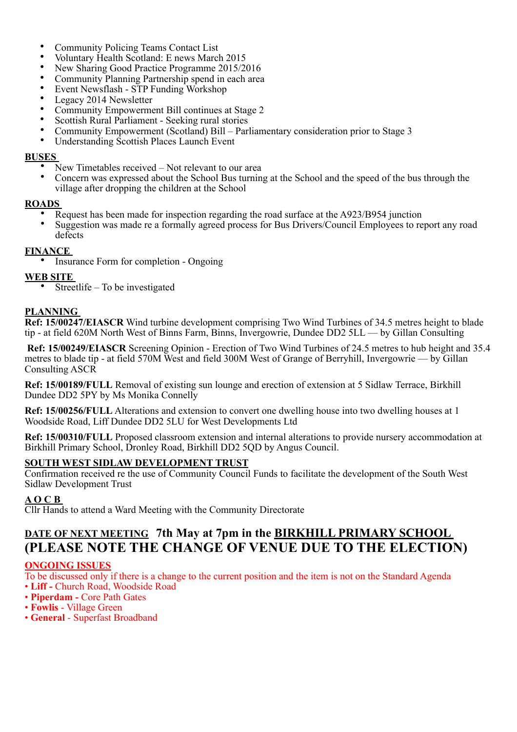- Community Policing Teams Contact List
- Voluntary Health Scotland: E news March 2015
- New Sharing Good Practice Programme 2015/2016
- Community Planning Partnership spend in each area
- Event Newsflash - STP Funding Workshop
- Legacy 2014 Newsletter
- Community Empowerment Bill continues at Stage 2
- Scottish Rural Parliament - Seeking rural stories
- Community Empowerment (Scotland) Bill – Parliamentary consideration prior to Stage 3
- Understanding Scottish Places Launch Event

**BUSES**

- New Timetables received – Not relevant to our area
- Concern was expressed about the School Bus turning at the School and the speed of the bus through the village after dropping the children at the School

**ROADS**

- Request has been made for inspection regarding the road surface at the A923/B954 junction
- Suggestion was made re a formally agreed process for Bus Drivers/Council Employees to report any road defects

**FINANCE**

- Insurance Form for completion - Ongoing

**WEB SITE**

- Streetlife – To be investigated

**PLANNING**

**Ref: 15/00247/EIASCR** Wind turbine development comprising Two Wind Turbines of 34.5 metres height to blade tip - at field 620M North West of Binns Farm, Binns, Invergowrie, Dundee DD2 5LL — by Gillan Consulting

**Ref: 15/00249/EIASCR** Screening Opinion - Erection of Two Wind Turbines of 24.5 metres to hub height and 35.4 metres to blade tip - at field 570M West and field 300M West of Grange of Berryhill, Invergowrie — by Gillan Consulting ASCR

**Ref: 15/00189/FULL** Removal of existing sun lounge and erection of extension at 5 Sidlaw Terrace, Birkhill Dundee DD2 5PY by Ms Monika Connelly

**Ref: 15/00256/FULL** Alterations and extension to convert one dwelling house into two dwelling houses at 1 Woodside Road, Liff Dundee DD2 5LU for West Developments Ltd

**Ref: 15/00310/FULL** Proposed classroom extension and internal alterations to provide nursery accommodation at Birkhill Primary School, Dronley Road, Birkhill DD2 5QD by Angus Council.

**SOUTH WEST SIDLAW DEVELOPMENT TRUST**

Confirmation received re the use of Community Council Funds to facilitate the development of the South West Sidlaw Development Trust

**A O C B**

Cllr Hands to attend a Ward Meeting with the Community Directorate

**DATE OF NEXT MEETING** **7th May at 7pm in the BIRKHILL PRIMARY SCHOOL (PLEASE NOTE THE CHANGE OF VENUE DUE TO THE ELECTION)**

**ONGOING ISSUES**

To be discussed only if there is a change to the current position and the item is not on the Standard Agenda

- **Liff -** Church Road, Woodside Road
- **Piperdam -** Core Path Gates
- **Fowlis** - Village Green
- **General** - Superfast Broadband